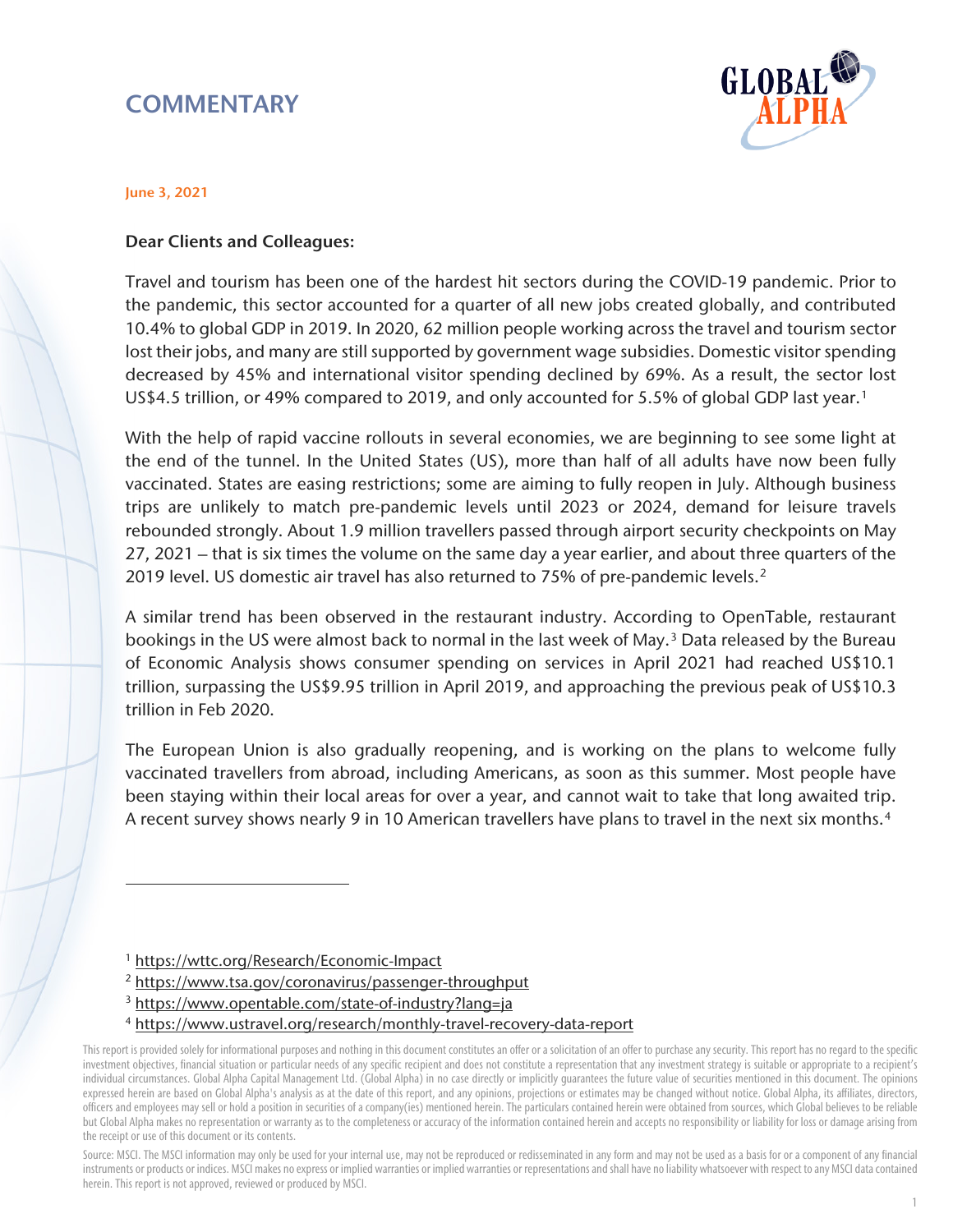# COMMENTARY

June 3, 2021

**Dear Clients and Colleagues:**

Travel and tourism has been one of the hardest hit sectors during the COVID-19 pandemic. Prior to the pandemic, this sector accounted for a quarter of all new jobs created globally, and contributed 10.4% to global GDP in 2019. In 2020, 62 million people working across the travel and tourism sector lost their jobs, and many are still supported by government wage subsidies. Domestic visitor spending decreased by 45% and international visitor spending declined by 69%. As a result, the sector lost US$4.5 trillion, or 49% compared to 2019, and only accounted for 5.5% of global GDP last year.[1]

With the help of rapid vaccine rollouts in several economies, we are beginning to see some light at the end of the tunnel. In the United States (US), more than half of all adults have now been fully vaccinated. States are easing restrictions; some are aiming to fully reopen in July. Although business trips are unlikely to match pre-pandemic levels until 2023 or 2024, demand for leisure travels rebounded strongly. About 1.9 million travellers passed through airport security checkpoints on May 27, 2021 – that is six times the volume on the same day a year earlier, and about three quarters of the 2019 level. US domestic air travel has also returned to 75% of pre-pandemic levels.[2]

A similar trend has been observed in the restaurant industry. According to OpenTable, restaurant bookings in the US were almost back to normal in the last week of May.[3] Data released by the Bureau of Economic Analysis shows consumer spending on services in April 2021 had reached US$10.1 trillion, surpassing the US$9.95 trillion in April 2019, and approaching the previous peak of US$10.3 trillion in Feb 2020.

The European Union is also gradually reopening, and is working on the plans to welcome fully vaccinated travellers from abroad, including Americans, as soon as this summer. Most people have been staying within their local areas for over a year, and cannot wait to take that long awaited trip. A recent survey shows nearly 9 in 10 American travellers have plans to travel in the next six months.[4]

---

[1] https://wttc.org/Research/Economic-Impact

[2] https://www.tsa.gov/coronavirus/passenger-throughput

[3] https://www.opentable.com/state-of-industry?lang=ja

[4] https://www.ustravel.org/research/monthly-travel-recovery-data-report

This report is provided solely for informational purposes and nothing in this document constitutes an offer or a solicitation of an offer to purchase any security. This report has no regard to the specific investment objectives, financial situation or particular needs of any specific recipient and does not constitute a representation that any investment strategy is suitable or appropriate to a recipient's individual circumstances. Global Alpha Capital Management Ltd. (Global Alpha) in no case directly or implicitly guarantees the future value of securities mentioned in this document. The opinions expressed herein are based on Global Alpha's analysis as at the date of this report, and any opinions, projections or estimates may be changed without notice. Global Alpha, its affiliates, directors, officers and employees may sell or hold a position in securities of a company(ies) mentioned herein. The particulars contained herein were obtained from sources, which Global believes to be reliable but Global Alpha makes no representation or warranty as to the completeness or accuracy of the information contained herein and accepts no responsibility or liability for loss or damage arising from the receipt or use of this document or its contents.

Source: MSCI. The MSCI information may only be used for your internal use, may not be reproduced or redisseminated in any form and may not be used as a basis for or a component of any financial instruments or products or indices. MSCI makes no express or implied warranties or implied warranties or representations and shall have no liability whatsoever with respect to any MSCI data contained herein. This report is not approved, reviewed or produced by MSCI.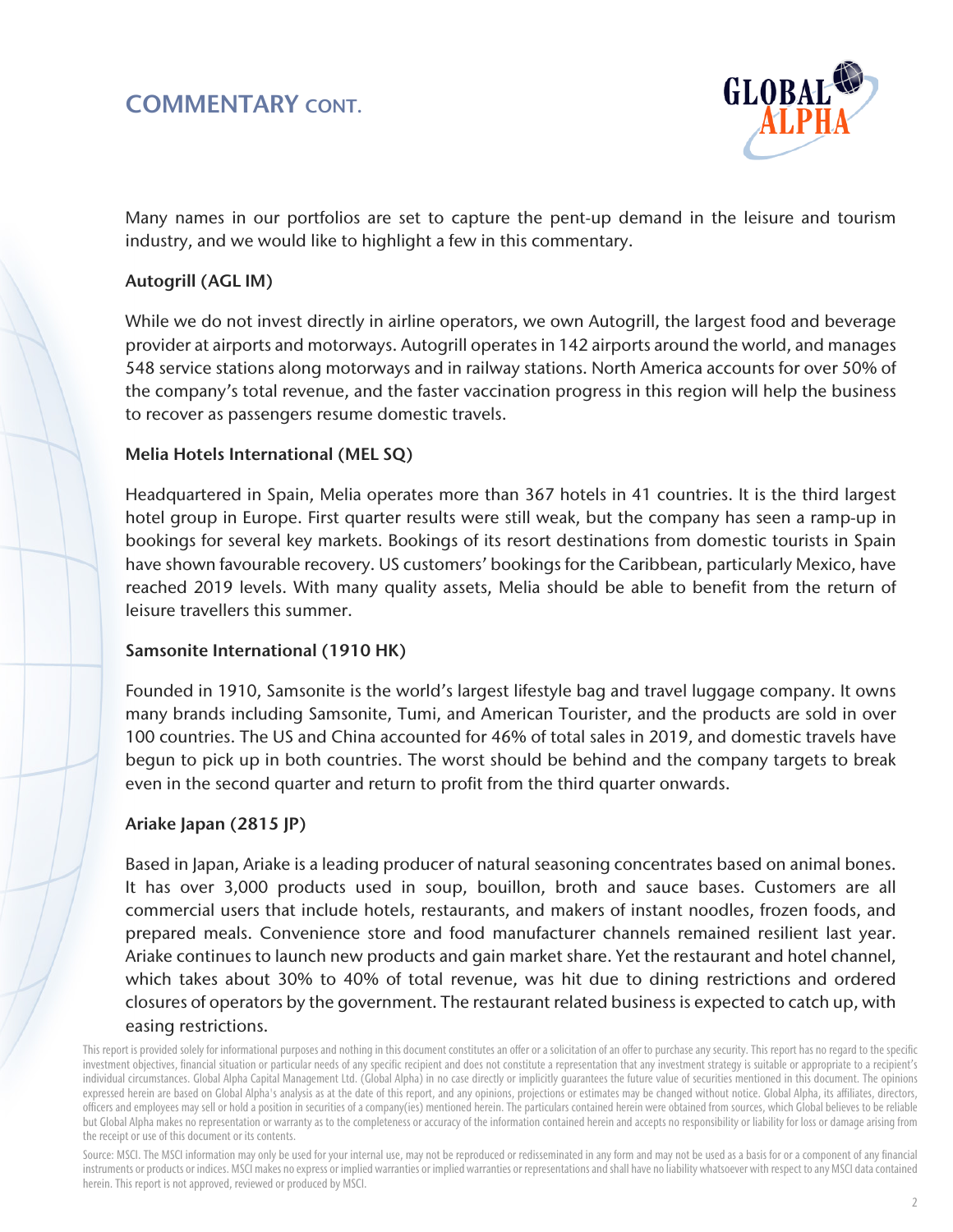# COMMENTARY CONT.

Many names in our portfolios are set to capture the pent-up demand in the leisure and tourism industry, and we would like to highlight a few in this commentary.

### Autogrill (AGL IM)

While we do not invest directly in airline operators, we own Autogrill, the largest food and beverage provider at airports and motorways. Autogrill operates in 142 airports around the world, and manages 548 service stations along motorways and in railway stations. North America accounts for over 50% of the company's total revenue, and the faster vaccination progress in this region will help the business to recover as passengers resume domestic travels.

### Melia Hotels International (MEL SQ)

Headquartered in Spain, Melia operates more than 367 hotels in 41 countries. It is the third largest hotel group in Europe. First quarter results were still weak, but the company has seen a ramp-up in bookings for several key markets. Bookings of its resort destinations from domestic tourists in Spain have shown favourable recovery. US customers' bookings for the Caribbean, particularly Mexico, have reached 2019 levels. With many quality assets, Melia should be able to benefit from the return of leisure travellers this summer.

### Samsonite International (1910 HK)

Founded in 1910, Samsonite is the world's largest lifestyle bag and travel luggage company. It owns many brands including Samsonite, Tumi, and American Tourister, and the products are sold in over 100 countries. The US and China accounted for 46% of total sales in 2019, and domestic travels have begun to pick up in both countries. The worst should be behind and the company targets to break even in the second quarter and return to profit from the third quarter onwards.

### Ariake Japan (2815 JP)

Based in Japan, Ariake is a leading producer of natural seasoning concentrates based on animal bones. It has over 3,000 products used in soup, bouillon, broth and sauce bases. Customers are all commercial users that include hotels, restaurants, and makers of instant noodles, frozen foods, and prepared meals. Convenience store and food manufacturer channels remained resilient last year. Ariake continues to launch new products and gain market share. Yet the restaurant and hotel channel, which takes about 30% to 40% of total revenue, was hit due to dining restrictions and ordered closures of operators by the government. The restaurant related business is expected to catch up, with easing restrictions.

This report is provided solely for informational purposes and nothing in this document constitutes an offer or a solicitation of an offer to purchase any security. This report has no regard to the specific investment objectives, financial situation or particular needs of any specific recipient and does not constitute a representation that any investment strategy is suitable or appropriate to a recipient's individual circumstances. Global Alpha Capital Management Ltd. (Global Alpha) in no case directly or implicitly guarantees the future value of securities mentioned in this document. The opinions expressed herein are based on Global Alpha's analysis as at the date of this report, and any opinions, projections or estimates may be changed without notice. Global Alpha, its affiliates, directors, officers and employees may sell or hold a position in securities of a company(ies) mentioned herein. The particulars contained herein were obtained from sources, which Global believes to be reliable but Global Alpha makes no representation or warranty as to the completeness or accuracy of the information contained herein and accepts no responsibility or liability for loss or damage arising from the receipt or use of this document or its contents.

Source: MSCI. The MSCI information may only be used for your internal use, may not be reproduced or redisseminated in any form and may not be used as a basis for or a component of any financial instruments or products or indices. MSCI makes no express or implied warranties or implied warranties or representations and shall have no liability whatsoever with respect to any MSCI data contained herein. This report is not approved, reviewed or produced by MSCI.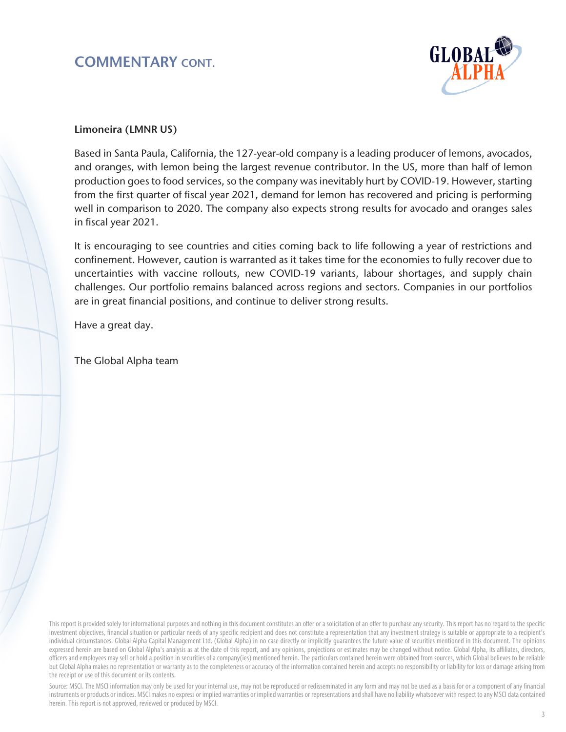## COMMENTARY CONT.

**Limoneira (LMNR US)**

Based in Santa Paula, California, the 127-year-old company is a leading producer of lemons, avocados, and oranges, with lemon being the largest revenue contributor. In the US, more than half of lemon production goes to food services, so the company was inevitably hurt by COVID-19. However, starting from the first quarter of fiscal year 2021, demand for lemon has recovered and pricing is performing well in comparison to 2020. The company also expects strong results for avocado and oranges sales in fiscal year 2021.

It is encouraging to see countries and cities coming back to life following a year of restrictions and confinement. However, caution is warranted as it takes time for the economies to fully recover due to uncertainties with vaccine rollouts, new COVID-19 variants, labour shortages, and supply chain challenges. Our portfolio remains balanced across regions and sectors. Companies in our portfolios are in great financial positions, and continue to deliver strong results.

Have a great day.

The Global Alpha team

This report is provided solely for informational purposes and nothing in this document constitutes an offer or a solicitation of an offer to purchase any security. This report has no regard to the specific investment objectives, financial situation or particular needs of any specific recipient and does not constitute a representation that any investment strategy is suitable or appropriate to a recipient's individual circumstances. Global Alpha Capital Management Ltd. (Global Alpha) in no case directly or implicitly guarantees the future value of securities mentioned in this document. The opinions expressed herein are based on Global Alpha's analysis as at the date of this report, and any opinions, projections or estimates may be changed without notice. Global Alpha, its affiliates, directors, officers and employees may sell or hold a position in securities of a company(ies) mentioned herein. The particulars contained herein were obtained from sources, which Global believes to be reliable but Global Alpha makes no representation or warranty as to the completeness or accuracy of the information contained herein and accepts no responsibility or liability for loss or damage arising from the receipt or use of this document or its contents.

Source: MSCI. The MSCI information may only be used for your internal use, may not be reproduced or redisseminated in any form and may not be used as a basis for or a component of any financial instruments or products or indices. MSCI makes no express or implied warranties or implied warranties or representations and shall have no liability whatsoever with respect to any MSCI data contained herein. This report is not approved, reviewed or produced by MSCI.